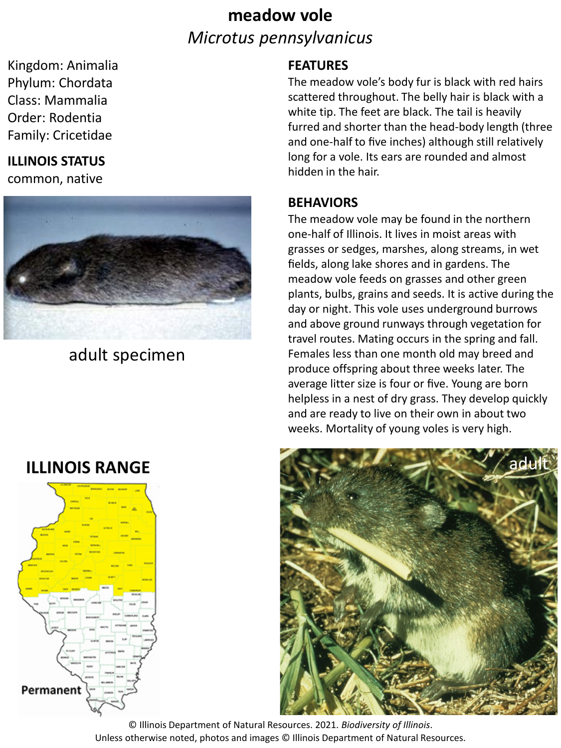# meadow vole

*Microtus pennsylvanicus*

Kingdom: Animalia
Phylum: Chordata
Class: Mammalia
Order: Rodentia
Family: Cricetidae

## ILLINOIS STATUS

common, native

adult specimen

## FEATURES

The meadow vole's body fur is black with red hairs scattered throughout. The belly hair is black with a white tip. The feet are black. The tail is heavily furred and shorter than the head-body length (three and one-half to five inches) although still relatively long for a vole. Its ears are rounded and almost hidden in the hair.

## BEHAVIORS

The meadow vole may be found in the northern one-half of Illinois. It lives in moist areas with grasses or sedges, marshes, along streams, in wet fields, along lake shores and in gardens. The meadow vole feeds on grasses and other green plants, bulbs, grains and seeds. It is active during the day or night. This vole uses underground burrows and above ground runways through vegetation for travel routes. Mating occurs in the spring and fall. Females less than one month old may breed and produce offspring about three weeks later. The average litter size is four or five. Young are born helpless in a nest of dry grass. They develop quickly and are ready to live on their own in about two weeks. Mortality of young voles is very high.

## ILLINOIS RANGE

Permanent

adult

© Illinois Department of Natural Resources. 2021. *Biodiversity of Illinois*.
Unless otherwise noted, photos and images © Illinois Department of Natural Resources.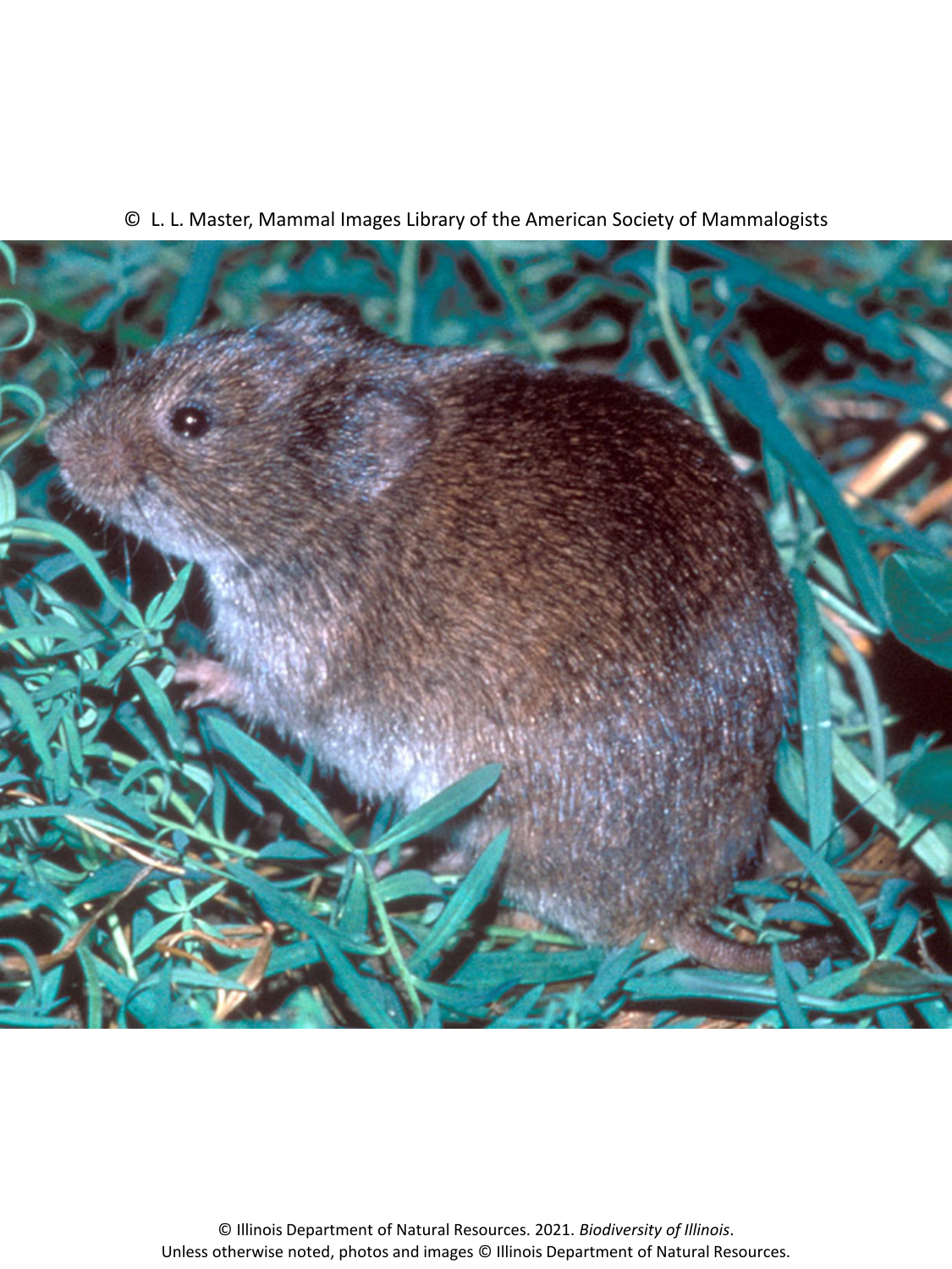© L. L. Master, Mammal Images Library of the American Society of Mammalogists

© Illinois Department of Natural Resources. 2021. *Biodiversity of Illinois*.
Unless otherwise noted, photos and images © Illinois Department of Natural Resources.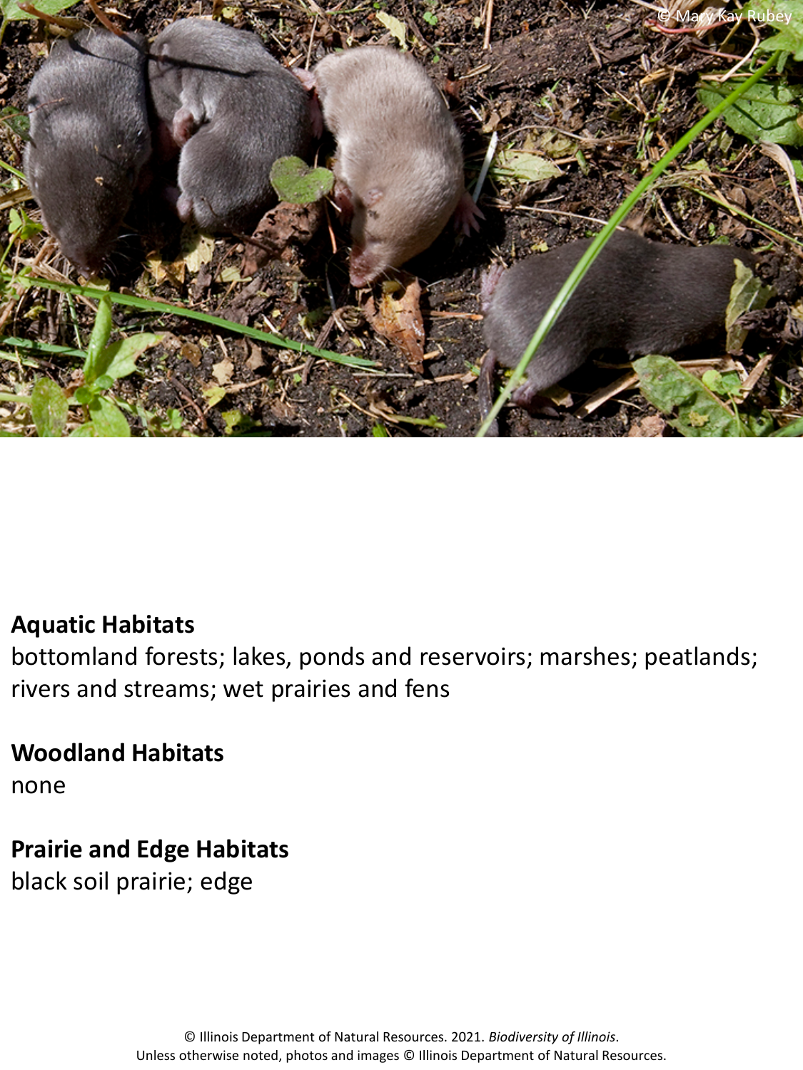**Aquatic Habitats**
bottomland forests; lakes, ponds and reservoirs; marshes; peatlands; rivers and streams; wet prairies and fens

**Woodland Habitats**
none

**Prairie and Edge Habitats**
black soil prairie; edge

© Illinois Department of Natural Resources. 2021. *Biodiversity of Illinois*.
Unless otherwise noted, photos and images © Illinois Department of Natural Resources.